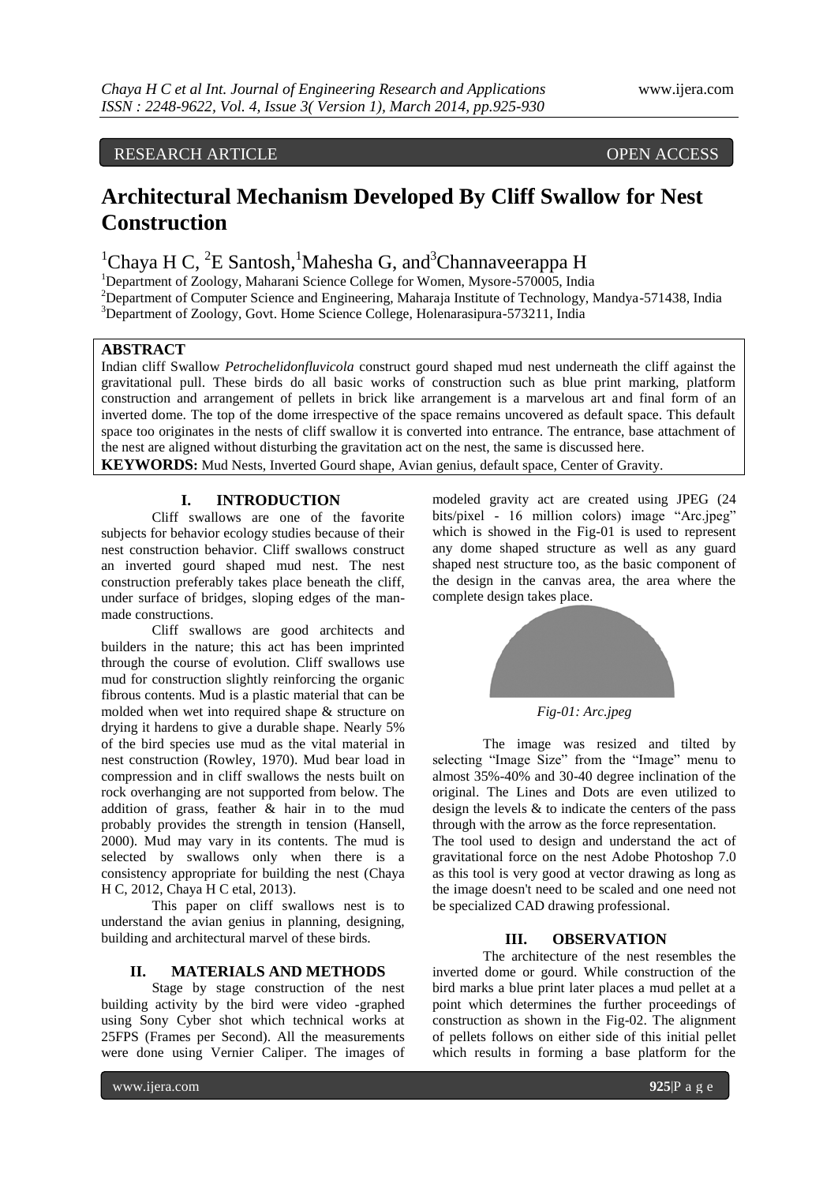RESEARCH ARTICLE OPEN ACCESS

# Architectural Mechanism Developed By Cliff Swallow for Nest Construction

[1]Chaya H C, [2]E Santosh,[1]Mahesha G, and[3]Channaveerappa H

[1]Department of Zoology, Maharani Science College for Women, Mysore-570005, India
[2]Department of Computer Science and Engineering, Maharaja Institute of Technology, Mandya-571438, India
[3]Department of Zoology, Govt. Home Science College, Holenarasipura-573211, India

## ABSTRACT

Indian cliff Swallow *Petrochelidonfluvicola* construct gourd shaped mud nest underneath the cliff against the gravitational pull. These birds do all basic works of construction such as blue print marking, platform construction and arrangement of pellets in brick like arrangement is a marvelous art and final form of an inverted dome. The top of the dome irrespective of the space remains uncovered as default space. This default space too originates in the nests of cliff swallow it is converted into entrance. The entrance, base attachment of the nest are aligned without disturbing the gravitation act on the nest, the same is discussed here.

**KEYWORDS:** Mud Nests, Inverted Gourd shape, Avian genius, default space, Center of Gravity.

## I. INTRODUCTION

Cliff swallows are one of the favorite subjects for behavior ecology studies because of their nest construction behavior. Cliff swallows construct an inverted gourd shaped mud nest. The nest construction preferably takes place beneath the cliff, under surface of bridges, sloping edges of the man-made constructions.

Cliff swallows are good architects and builders in the nature; this act has been imprinted through the course of evolution. Cliff swallows use mud for construction slightly reinforcing the organic fibrous contents. Mud is a plastic material that can be molded when wet into required shape & structure on drying it hardens to give a durable shape. Nearly 5% of the bird species use mud as the vital material in nest construction (Rowley, 1970). Mud bear load in compression and in cliff swallows the nests built on rock overhanging are not supported from below. The addition of grass, feather & hair in to the mud probably provides the strength in tension (Hansell, 2000). Mud may vary in its contents. The mud is selected by swallows only when there is a consistency appropriate for building the nest (Chaya H C, 2012, Chaya H C etal, 2013).

This paper on cliff swallows nest is to understand the avian genius in planning, designing, building and architectural marvel of these birds.

## II. MATERIALS AND METHODS

Stage by stage construction of the nest building activity by the bird were video -graphed using Sony Cyber shot which technical works at 25FPS (Frames per Second). All the measurements were done using Vernier Caliper. The images of modeled gravity act are created using JPEG (24 bits/pixel - 16 million colors) image "Arc.jpeg" which is showed in the Fig-01 is used to represent any dome shaped structure as well as any guard shaped nest structure too, as the basic component of the design in the canvas area, the area where the complete design takes place.

*Fig-01: Arc.jpeg*

The image was resized and tilted by selecting "Image Size" from the "Image" menu to almost 35%-40% and 30-40 degree inclination of the original. The Lines and Dots are even utilized to design the levels & to indicate the centers of the pass through with the arrow as the force representation.

The tool used to design and understand the act of gravitational force on the nest Adobe Photoshop 7.0 as this tool is very good at vector drawing as long as the image doesn't need to be scaled and one need not be specialized CAD drawing professional.

## III. OBSERVATION

The architecture of the nest resembles the inverted dome or gourd. While construction of the bird marks a blue print later places a mud pellet at a point which determines the further proceedings of construction as shown in the Fig-02. The alignment of pellets follows on either side of this initial pellet which results in forming a base platform for the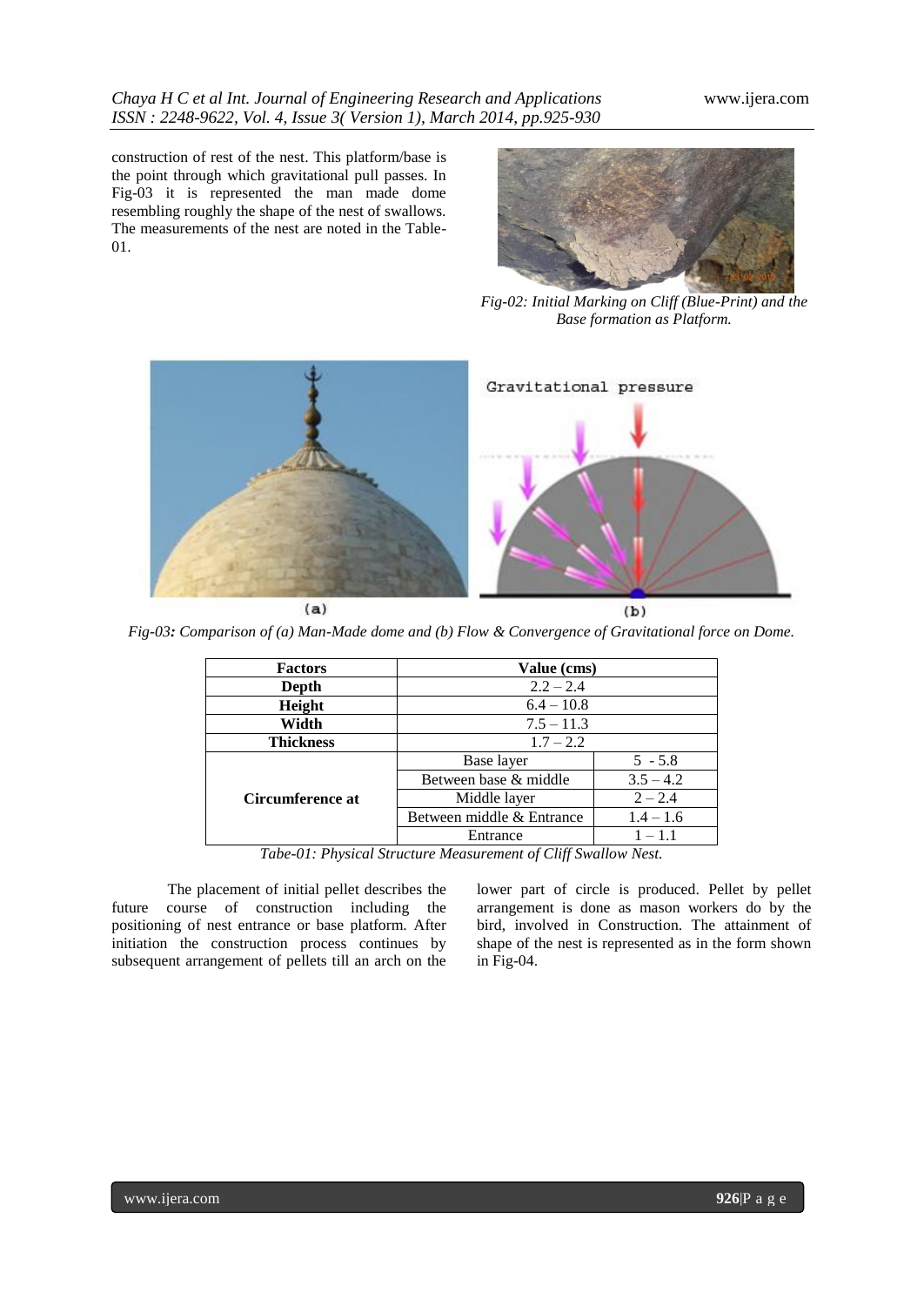construction of rest of the nest. This platform/base is the point through which gravitational pull passes. In Fig-03 it is represented the man made dome resembling roughly the shape of the nest of swallows. The measurements of the nest are noted in the Table-01.

*Fig-02: Initial Marking on Cliff (Blue-Print) and the Base formation as Platform.*

*Fig-03: Comparison of (a) Man-Made dome and (b) Flow & Convergence of Gravitational force on Dome.*

| Factors | Value (cms) | |
|---|---|---|
| **Depth** | 2.2 – 2.4 | |
| **Height** | 6.4 – 10.8 | |
| **Width** | 7.5 – 11.3 | |
| **Thickness** | 1.7 – 2.2 | |
| **Circumference at** | Base layer | 5 - 5.8 |
| | Between base & middle | 3.5 – 4.2 |
| | Middle layer | 2 – 2.4 |
| | Between middle & Entrance | 1.4 – 1.6 |
| | Entrance | 1 – 1.1 |

*Tabe-01: Physical Structure Measurement of Cliff Swallow Nest.*

The placement of initial pellet describes the future course of construction including the positioning of nest entrance or base platform. After initiation the construction process continues by subsequent arrangement of pellets till an arch on the lower part of circle is produced. Pellet by pellet arrangement is done as mason workers do by the bird, involved in Construction. The attainment of shape of the nest is represented as in the form shown in Fig-04.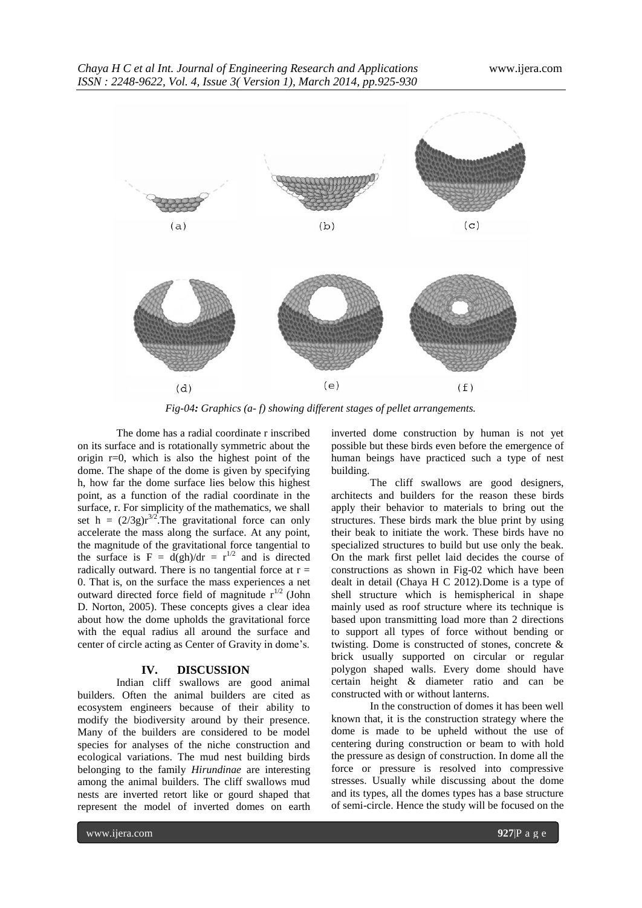*Fig-04: Graphics (a- f) showing different stages of pellet arrangements.*

The dome has a radial coordinate r inscribed on its surface and is rotationally symmetric about the origin r=0, which is also the highest point of the dome. The shape of the dome is given by specifying h, how far the dome surface lies below this highest point, as a function of the radial coordinate in the surface, r. For simplicity of the mathematics, we shall set $h = (2/3g)r^{3/2}$.The gravitational force can only accelerate the mass along the surface. At any point, the magnitude of the gravitational force tangential to the surface is $F = d(gh)/dr = r^{1/2}$ and is directed radically outward. There is no tangential force at r = 0. That is, on the surface the mass experiences a net outward directed force field of magnitude $r^{1/2}$ (John D. Norton, 2005). These concepts gives a clear idea about how the dome upholds the gravitational force with the equal radius all around the surface and center of circle acting as Center of Gravity in dome's.

## IV. DISCUSSION

Indian cliff swallows are good animal builders. Often the animal builders are cited as ecosystem engineers because of their ability to modify the biodiversity around by their presence. Many of the builders are considered to be model species for analyses of the niche construction and ecological variations. The mud nest building birds belonging to the family *Hirundinae* are interesting among the animal builders. The cliff swallows mud nests are inverted retort like or gourd shaped that represent the model of inverted domes on earth inverted dome construction by human is not yet possible but these birds even before the emergence of human beings have practiced such a type of nest building.

The cliff swallows are good designers, architects and builders for the reason these birds apply their behavior to materials to bring out the structures. These birds mark the blue print by using their beak to initiate the work. These birds have no specialized structures to build but use only the beak. On the mark first pellet laid decides the course of constructions as shown in Fig-02 which have been dealt in detail (Chaya H C 2012).Dome is a type of shell structure which is hemispherical in shape mainly used as roof structure where its technique is based upon transmitting load more than 2 directions to support all types of force without bending or twisting. Dome is constructed of stones, concrete & brick usually supported on circular or regular polygon shaped walls. Every dome should have certain height & diameter ratio and can be constructed with or without lanterns.

In the construction of domes it has been well known that, it is the construction strategy where the dome is made to be upheld without the use of centering during construction or beam to with hold the pressure as design of construction. In dome all the force or pressure is resolved into compressive stresses. Usually while discussing about the dome and its types, all the domes types has a base structure of semi-circle. Hence the study will be focused on the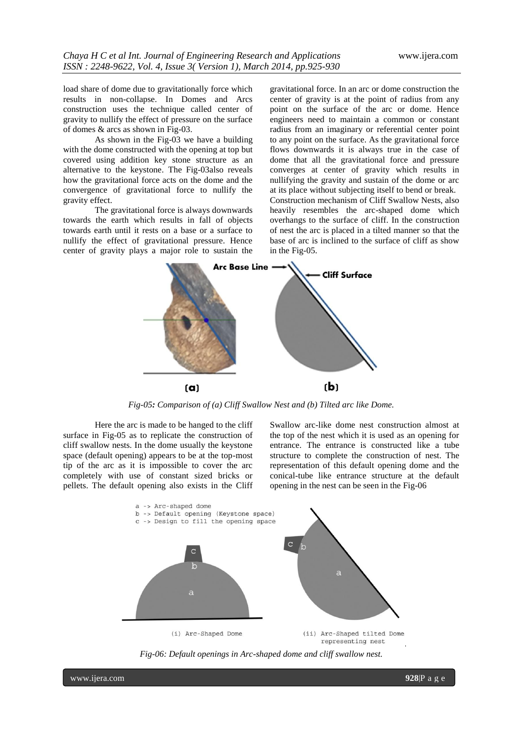load share of dome due to gravitationally force which results in non-collapse. In Domes and Arcs construction uses the technique called center of gravity to nullify the effect of pressure on the surface of domes & arcs as shown in Fig-03.

As shown in the Fig-03 we have a building with the dome constructed with the opening at top but covered using addition key stone structure as an alternative to the keystone. The Fig-03also reveals how the gravitational force acts on the dome and the convergence of gravitational force to nullify the gravity effect.

The gravitational force is always downwards towards the earth which results in fall of objects towards earth until it rests on a base or a surface to nullify the effect of gravitational pressure. Hence center of gravity plays a major role to sustain the gravitational force. In an arc or dome construction the center of gravity is at the point of radius from any point on the surface of the arc or dome. Hence engineers need to maintain a common or constant radius from an imaginary or referential center point to any point on the surface. As the gravitational force flows downwards it is always true in the case of dome that all the gravitational force and pressure converges at center of gravity which results in nullifying the gravity and sustain of the dome or arc at its place without subjecting itself to bend or break. Construction mechanism of Cliff Swallow Nests, also heavily resembles the arc-shaped dome which overhangs to the surface of cliff. In the construction of nest the arc is placed in a tilted manner so that the base of arc is inclined to the surface of cliff as show in the Fig-05.

*Fig-05: Comparison of (a) Cliff Swallow Nest and (b) Tilted arc like Dome.*

Here the arc is made to be hanged to the cliff surface in Fig-05 as to replicate the construction of cliff swallow nests. In the dome usually the keystone space (default opening) appears to be at the top-most tip of the arc as it is impossible to cover the arc completely with use of constant sized bricks or pellets. The default opening also exists in the Cliff Swallow arc-like dome nest construction almost at the top of the nest which it is used as an opening for entrance. The entrance is constructed like a tube structure to complete the construction of nest. The representation of this default opening dome and the conical-tube like entrance structure at the default opening in the nest can be seen in the Fig-06

*Fig-06: Default openings in Arc-shaped dome and cliff swallow nest.*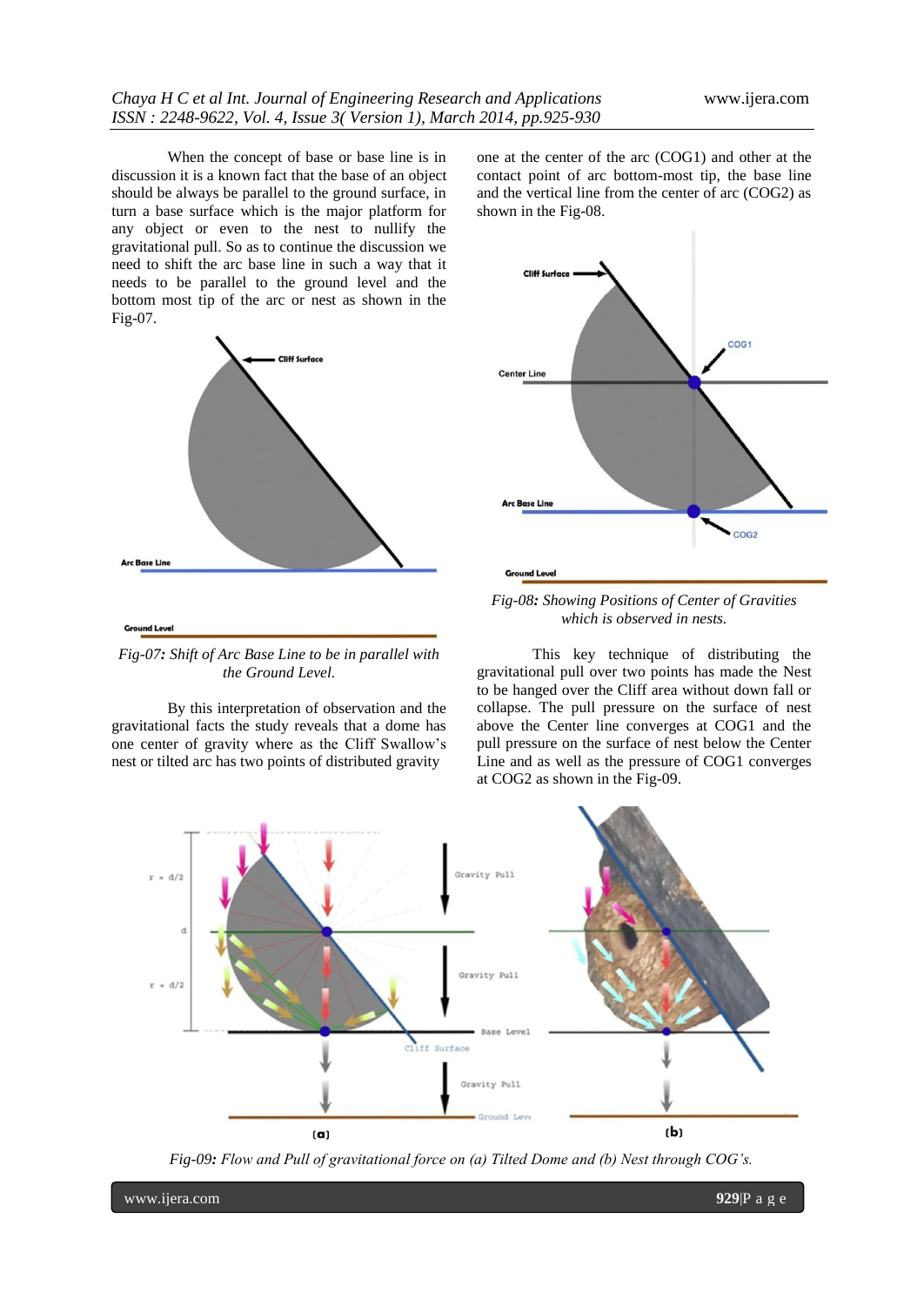When the concept of base or base line is in discussion it is a known fact that the base of an object should be always be parallel to the ground surface, in turn a base surface which is the major platform for any object or even to the nest to nullify the gravitational pull. So as to continue the discussion we need to shift the arc base line in such a way that it needs to be parallel to the ground level and the bottom most tip of the arc or nest as shown in the Fig-07.

*Fig-07**:** Shift of Arc Base Line to be in parallel with the Ground Level.*

By this interpretation of observation and the gravitational facts the study reveals that a dome has one center of gravity where as the Cliff Swallow's nest or tilted arc has two points of distributed gravity one at the center of the arc (COG1) and other at the contact point of arc bottom-most tip, the base line and the vertical line from the center of arc (COG2) as shown in the Fig-08.

*Fig-08**:** Showing Positions of Center of Gravities which is observed in nests.*

This key technique of distributing the gravitational pull over two points has made the Nest to be hanged over the Cliff area without down fall or collapse. The pull pressure on the surface of nest above the Center line converges at COG1 and the pull pressure on the surface of nest below the Center Line and as well as the pressure of COG1 converges at COG2 as shown in the Fig-09.

*Fig-09**:** Flow and Pull of gravitational force on (a) Tilted Dome and (b) Nest through COG's.*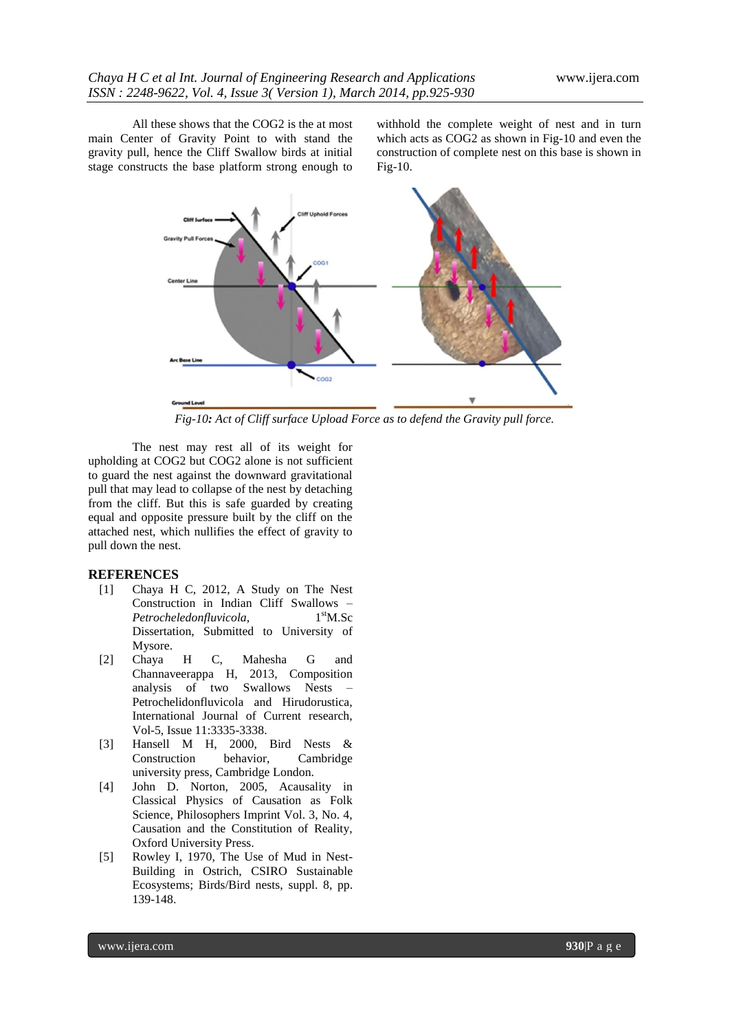All these shows that the COG2 is the at most main Center of Gravity Point to with stand the gravity pull, hence the Cliff Swallow birds at initial stage constructs the base platform strong enough to withhold the complete weight of nest and in turn which acts as COG2 as shown in Fig-10 and even the construction of complete nest on this base is shown in Fig-10.

Cliff Surface

Gravity Pull Forces

Cliff Uphold Forces

COG1

Center Line

Arc Base Line

COG2

Ground Level

*Fig-10: Act of Cliff surface Upload Force as to defend the Gravity pull force.*

The nest may rest all of its weight for upholding at COG2 but COG2 alone is not sufficient to guard the nest against the downward gravitational pull that may lead to collapse of the nest by detaching from the cliff. But this is safe guarded by creating equal and opposite pressure built by the cliff on the attached nest, which nullifies the effect of gravity to pull down the nest.

## REFERENCES

[1] Chaya H C, 2012, A Study on The Nest Construction in Indian Cliff Swallows – *Petrocheledonfluvicola*, 1st M.Sc Dissertation, Submitted to University of Mysore.

[2] Chaya H C, Mahesha G and Channaveerappa H, 2013, Composition analysis of two Swallows Nests – Petrochelidonfluvicola and Hirudorustica, International Journal of Current research, Vol-5, Issue 11:3335-3338.

[3] Hansell M H, 2000, Bird Nests & Construction behavior, Cambridge university press, Cambridge London.

[4] John D. Norton, 2005, Acausality in Classical Physics of Causation as Folk Science, Philosophers Imprint Vol. 3, No. 4, Causation and the Constitution of Reality, Oxford University Press.

[5] Rowley I, 1970, The Use of Mud in Nest-Building in Ostrich, CSIRO Sustainable Ecosystems; Birds/Bird nests, suppl. 8, pp. 139-148.